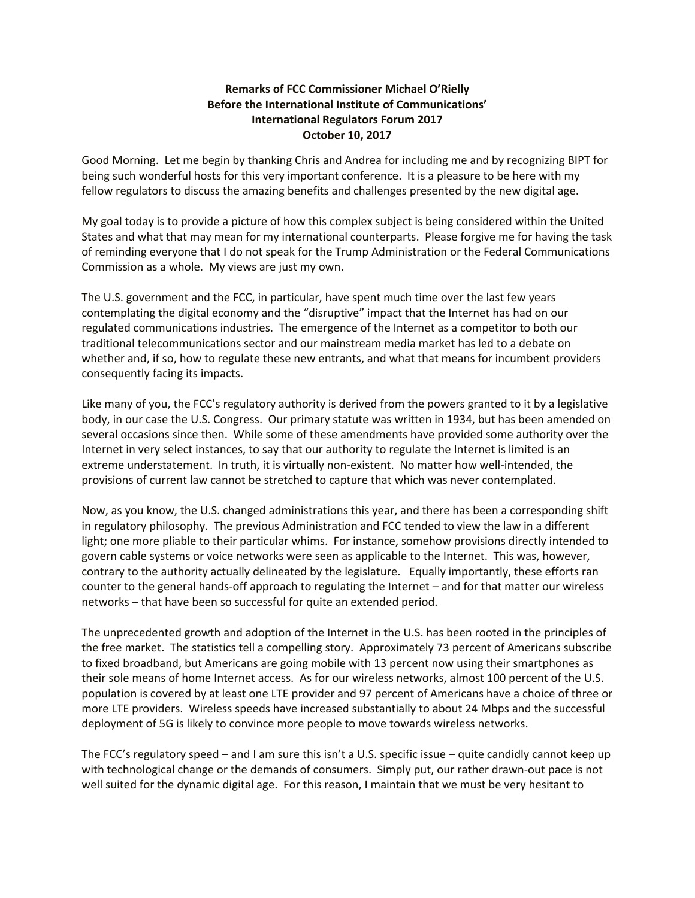**Remarks of FCC Commissioner Michael O'Rielly
Before the International Institute of Communications'
International Regulators Forum 2017
October 10, 2017**

Good Morning. Let me begin by thanking Chris and Andrea for including me and by recognizing BIPT for being such wonderful hosts for this very important conference. It is a pleasure to be here with my fellow regulators to discuss the amazing benefits and challenges presented by the new digital age.

My goal today is to provide a picture of how this complex subject is being considered within the United States and what that may mean for my international counterparts. Please forgive me for having the task of reminding everyone that I do not speak for the Trump Administration or the Federal Communications Commission as a whole. My views are just my own.

The U.S. government and the FCC, in particular, have spent much time over the last few years contemplating the digital economy and the "disruptive" impact that the Internet has had on our regulated communications industries. The emergence of the Internet as a competitor to both our traditional telecommunications sector and our mainstream media market has led to a debate on whether and, if so, how to regulate these new entrants, and what that means for incumbent providers consequently facing its impacts.

Like many of you, the FCC's regulatory authority is derived from the powers granted to it by a legislative body, in our case the U.S. Congress. Our primary statute was written in 1934, but has been amended on several occasions since then. While some of these amendments have provided some authority over the Internet in very select instances, to say that our authority to regulate the Internet is limited is an extreme understatement. In truth, it is virtually non-existent. No matter how well-intended, the provisions of current law cannot be stretched to capture that which was never contemplated.

Now, as you know, the U.S. changed administrations this year, and there has been a corresponding shift in regulatory philosophy. The previous Administration and FCC tended to view the law in a different light; one more pliable to their particular whims. For instance, somehow provisions directly intended to govern cable systems or voice networks were seen as applicable to the Internet. This was, however, contrary to the authority actually delineated by the legislature. Equally importantly, these efforts ran counter to the general hands-off approach to regulating the Internet – and for that matter our wireless networks – that have been so successful for quite an extended period.

The unprecedented growth and adoption of the Internet in the U.S. has been rooted in the principles of the free market. The statistics tell a compelling story. Approximately 73 percent of Americans subscribe to fixed broadband, but Americans are going mobile with 13 percent now using their smartphones as their sole means of home Internet access. As for our wireless networks, almost 100 percent of the U.S. population is covered by at least one LTE provider and 97 percent of Americans have a choice of three or more LTE providers. Wireless speeds have increased substantially to about 24 Mbps and the successful deployment of 5G is likely to convince more people to move towards wireless networks.

The FCC's regulatory speed – and I am sure this isn't a U.S. specific issue – quite candidly cannot keep up with technological change or the demands of consumers. Simply put, our rather drawn-out pace is not well suited for the dynamic digital age. For this reason, I maintain that we must be very hesitant to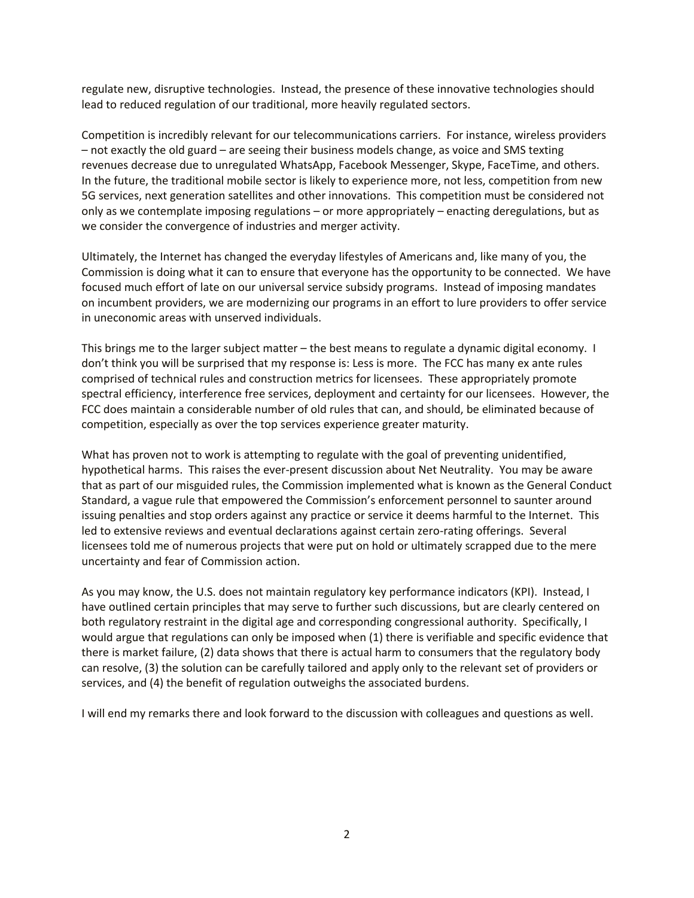regulate new, disruptive technologies. Instead, the presence of these innovative technologies should lead to reduced regulation of our traditional, more heavily regulated sectors.

Competition is incredibly relevant for our telecommunications carriers. For instance, wireless providers – not exactly the old guard – are seeing their business models change, as voice and SMS texting revenues decrease due to unregulated WhatsApp, Facebook Messenger, Skype, FaceTime, and others. In the future, the traditional mobile sector is likely to experience more, not less, competition from new 5G services, next generation satellites and other innovations. This competition must be considered not only as we contemplate imposing regulations – or more appropriately – enacting deregulations, but as we consider the convergence of industries and merger activity.

Ultimately, the Internet has changed the everyday lifestyles of Americans and, like many of you, the Commission is doing what it can to ensure that everyone has the opportunity to be connected. We have focused much effort of late on our universal service subsidy programs. Instead of imposing mandates on incumbent providers, we are modernizing our programs in an effort to lure providers to offer service in uneconomic areas with unserved individuals.

This brings me to the larger subject matter – the best means to regulate a dynamic digital economy. I don't think you will be surprised that my response is: Less is more. The FCC has many ex ante rules comprised of technical rules and construction metrics for licensees. These appropriately promote spectral efficiency, interference free services, deployment and certainty for our licensees. However, the FCC does maintain a considerable number of old rules that can, and should, be eliminated because of competition, especially as over the top services experience greater maturity.

What has proven not to work is attempting to regulate with the goal of preventing unidentified, hypothetical harms. This raises the ever-present discussion about Net Neutrality. You may be aware that as part of our misguided rules, the Commission implemented what is known as the General Conduct Standard, a vague rule that empowered the Commission's enforcement personnel to saunter around issuing penalties and stop orders against any practice or service it deems harmful to the Internet. This led to extensive reviews and eventual declarations against certain zero-rating offerings. Several licensees told me of numerous projects that were put on hold or ultimately scrapped due to the mere uncertainty and fear of Commission action.

As you may know, the U.S. does not maintain regulatory key performance indicators (KPI). Instead, I have outlined certain principles that may serve to further such discussions, but are clearly centered on both regulatory restraint in the digital age and corresponding congressional authority. Specifically, I would argue that regulations can only be imposed when (1) there is verifiable and specific evidence that there is market failure, (2) data shows that there is actual harm to consumers that the regulatory body can resolve, (3) the solution can be carefully tailored and apply only to the relevant set of providers or services, and (4) the benefit of regulation outweighs the associated burdens.

I will end my remarks there and look forward to the discussion with colleagues and questions as well.